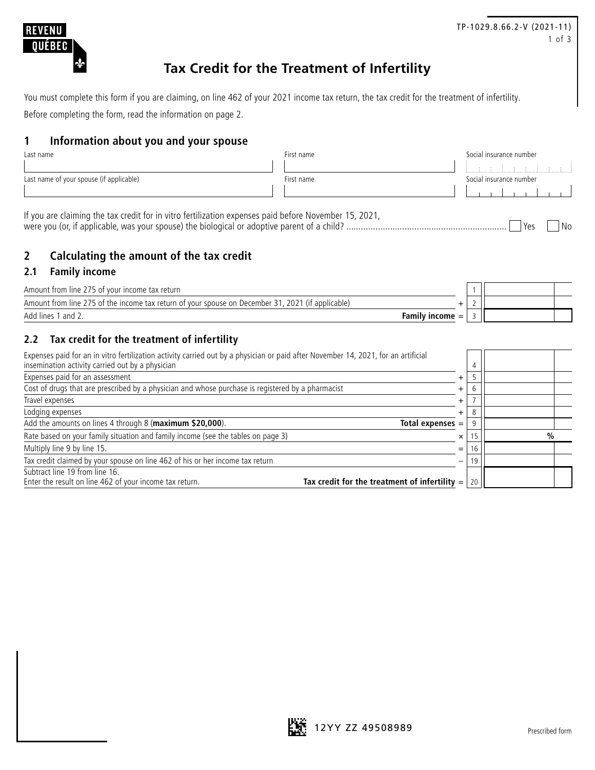REVENU QUÉBEC

TP-1029.8.66.2-V (2021-11)

# Tax Credit for the Treatment of Infertility

You must complete this form if you are claiming, on line 462 of your 2021 income tax return, the tax credit for the treatment of infertility.

Before completing the form, read the information on page 2.

## 1 Information about you and your spouse

| Last name | First name | Social insurance number |
|---|---|---|
| | | |
| **Last name of your spouse (if applicable)** | **First name** | **Social insurance number** |
| | | |

If you are claiming the tax credit for in vitro fertilization expenses paid before November 15, 2021, were you (or, if applicable, was your spouse) the biological or adoptive parent of a child? ☐ Yes ☐ No

## 2 Calculating the amount of the tax credit

### 2.1 Family income

| Description | | Line | Amount |
|---|---|---|---|
| Amount from line 275 of your income tax return | | 1 | |
| Amount from line 275 of the income tax return of your spouse on December 31, 2021 (if applicable) | + | 2 | |
| Add lines 1 and 2. **Family income** | = | 3 | |

### 2.2 Tax credit for the treatment of infertility

| Description | | Line | Amount |
|---|---|---|---|
| Expenses paid for an in vitro fertilization activity carried out by a physician or paid after November 14, 2021, for an artificial insemination activity carried out by a physician | | 4 | |
| Expenses paid for an assessment | + | 5 | |
| Cost of drugs that are prescribed by a physician and whose purchase is registered by a pharmacist | + | 6 | |
| Travel expenses | + | 7 | |
| Lodging expenses | + | 8 | |
| Add the amounts on lines 4 through 8 (**maximum $20,000**). **Total expenses** | = | 9 | |
| Rate based on your family situation and family income (see the tables on page 3) | × | 15 | % |
| Multiply line 9 by line 15. | = | 16 | |
| Tax credit claimed by your spouse on line 462 of his or her income tax return | − | 19 | |
| Subtract line 19 from line 16. Enter the result on line 462 of your income tax return. **Tax credit for the treatment of infertility** | = | 20 | |

12YY ZZ 49508989

Prescribed form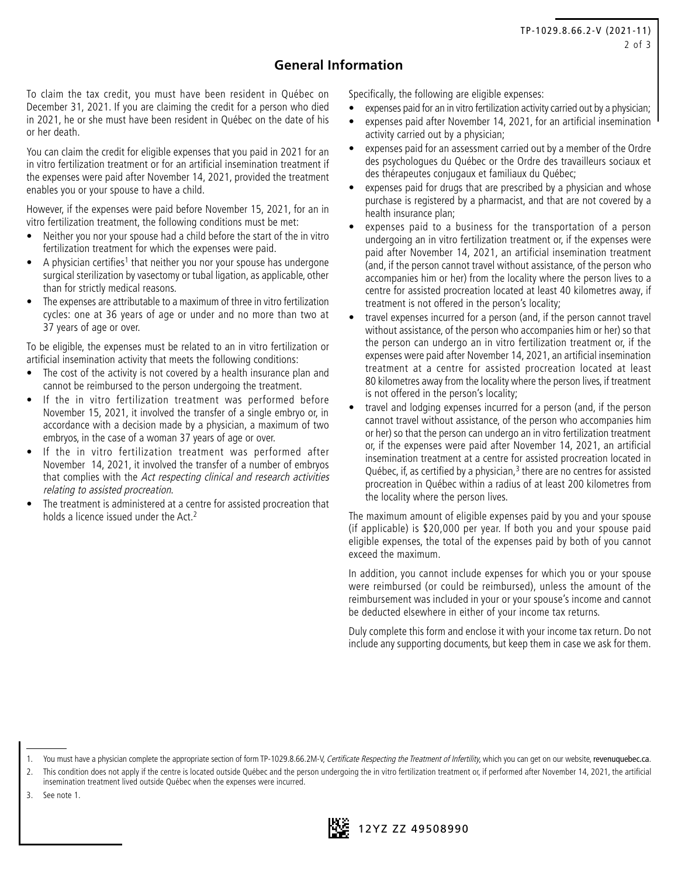## General Information

To claim the tax credit, you must have been resident in Québec on December 31, 2021. If you are claiming the credit for a person who died in 2021, he or she must have been resident in Québec on the date of his or her death.

You can claim the credit for eligible expenses that you paid in 2021 for an in vitro fertilization treatment or for an artificial insemination treatment if the expenses were paid after November 14, 2021, provided the treatment enables you or your spouse to have a child.

However, if the expenses were paid before November 15, 2021, for an in vitro fertilization treatment, the following conditions must be met:

- Neither you nor your spouse had a child before the start of the in vitro fertilization treatment for which the expenses were paid.
- A physician certifies[1] that neither you nor your spouse has undergone surgical sterilization by vasectomy or tubal ligation, as applicable, other than for strictly medical reasons.
- The expenses are attributable to a maximum of three in vitro fertilization cycles: one at 36 years of age or under and no more than two at 37 years of age or over.

To be eligible, the expenses must be related to an in vitro fertilization or artificial insemination activity that meets the following conditions:

- The cost of the activity is not covered by a health insurance plan and cannot be reimbursed to the person undergoing the treatment.
- If the in vitro fertilization treatment was performed before November 15, 2021, it involved the transfer of a single embryo or, in accordance with a decision made by a physician, a maximum of two embryos, in the case of a woman 37 years of age or over.
- If the in vitro fertilization treatment was performed after November 14, 2021, it involved the transfer of a number of embryos that complies with the *Act respecting clinical and research activities relating to assisted procreation*.
- The treatment is administered at a centre for assisted procreation that holds a licence issued under the Act.[2]

Specifically, the following are eligible expenses:

- expenses paid for an in vitro fertilization activity carried out by a physician;
- expenses paid after November 14, 2021, for an artificial insemination activity carried out by a physician;
- expenses paid for an assessment carried out by a member of the Ordre des psychologues du Québec or the Ordre des travailleurs sociaux et des thérapeutes conjugaux et familiaux du Québec;
- expenses paid for drugs that are prescribed by a physician and whose purchase is registered by a pharmacist, and that are not covered by a health insurance plan;
- expenses paid to a business for the transportation of a person undergoing an in vitro fertilization treatment or, if the expenses were paid after November 14, 2021, an artificial insemination treatment (and, if the person cannot travel without assistance, of the person who accompanies him or her) from the locality where the person lives to a centre for assisted procreation located at least 40 kilometres away, if treatment is not offered in the person's locality;
- travel expenses incurred for a person (and, if the person cannot travel without assistance, of the person who accompanies him or her) so that the person can undergo an in vitro fertilization treatment or, if the expenses were paid after November 14, 2021, an artificial insemination treatment at a centre for assisted procreation located at least 80 kilometres away from the locality where the person lives, if treatment is not offered in the person's locality;
- travel and lodging expenses incurred for a person (and, if the person cannot travel without assistance, of the person who accompanies him or her) so that the person can undergo an in vitro fertilization treatment or, if the expenses were paid after November 14, 2021, an artificial insemination treatment at a centre for assisted procreation located in Québec, if, as certified by a physician,[3] there are no centres for assisted procreation in Québec within a radius of at least 200 kilometres from the locality where the person lives.

The maximum amount of eligible expenses paid by you and your spouse (if applicable) is $20,000 per year. If both you and your spouse paid eligible expenses, the total of the expenses paid by both of you cannot exceed the maximum.

In addition, you cannot include expenses for which you or your spouse were reimbursed (or could be reimbursed), unless the amount of the reimbursement was included in your or your spouse's income and cannot be deducted elsewhere in either of your income tax returns.

Duly complete this form and enclose it with your income tax return. Do not include any supporting documents, but keep them in case we ask for them.

---

1. You must have a physician complete the appropriate section of form TP-1029.8.66.2M-V, *Certificate Respecting the Treatment of Infertility*, which you can get on our website, **revenuquebec.ca**.
2. This condition does not apply if the centre is located outside Québec and the person undergoing the in vitro fertilization treatment or, if performed after November 14, 2021, the artificial insemination treatment lived outside Québec when the expenses were incurred.
3. See note 1.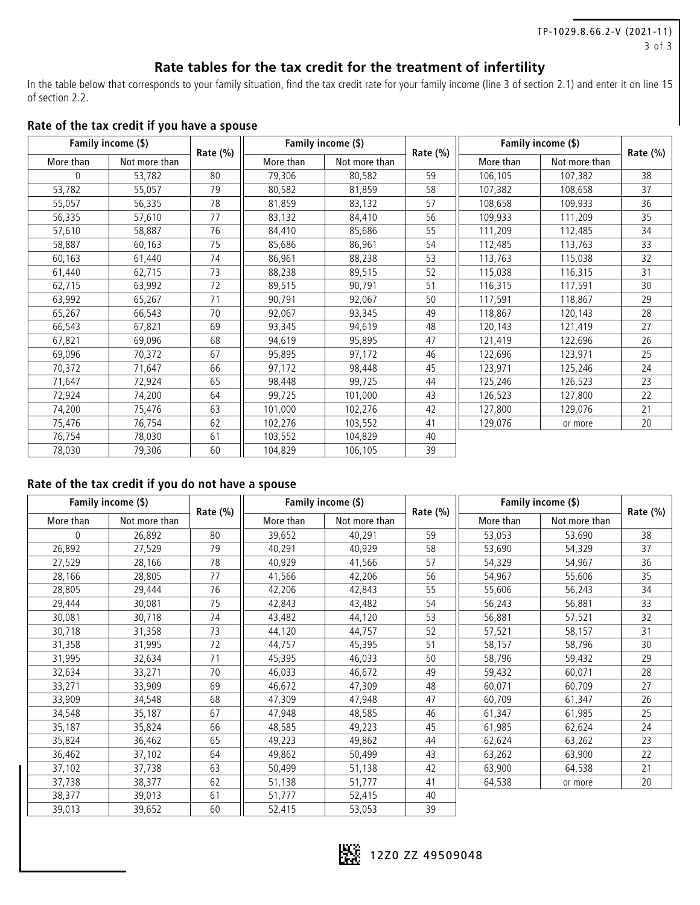## Rate tables for the tax credit for the treatment of infertility

In the table below that corresponds to your family situation, find the tax credit rate for your family income (line 3 of section 2.1) and enter it on line 15 of section 2.2.

### Rate of the tax credit if you have a spouse

| Family income ($) | | Rate (%) | Family income ($) | | Rate (%) | Family income ($) | | Rate (%) |
|---|---|---|---|---|---|---|---|---|
| More than | Not more than | | More than | Not more than | | More than | Not more than | |
| 0 | 53,782 | 80 | 79,306 | 80,582 | 59 | 106,105 | 107,382 | 38 |
| 53,782 | 55,057 | 79 | 80,582 | 81,859 | 58 | 107,382 | 108,658 | 37 |
| 55,057 | 56,335 | 78 | 81,859 | 83,132 | 57 | 108,658 | 109,933 | 36 |
| 56,335 | 57,610 | 77 | 83,132 | 84,410 | 56 | 109,933 | 111,209 | 35 |
| 57,610 | 58,887 | 76 | 84,410 | 85,686 | 55 | 111,209 | 112,485 | 34 |
| 58,887 | 60,163 | 75 | 85,686 | 86,961 | 54 | 112,485 | 113,763 | 33 |
| 60,163 | 61,440 | 74 | 86,961 | 88,238 | 53 | 113,763 | 115,038 | 32 |
| 61,440 | 62,715 | 73 | 88,238 | 89,515 | 52 | 115,038 | 116,315 | 31 |
| 62,715 | 63,992 | 72 | 89,515 | 90,791 | 51 | 116,315 | 117,591 | 30 |
| 63,992 | 65,267 | 71 | 90,791 | 92,067 | 50 | 117,591 | 118,867 | 29 |
| 65,267 | 66,543 | 70 | 92,067 | 93,345 | 49 | 118,867 | 120,143 | 28 |
| 66,543 | 67,821 | 69 | 93,345 | 94,619 | 48 | 120,143 | 121,419 | 27 |
| 67,821 | 69,096 | 68 | 94,619 | 95,895 | 47 | 121,419 | 122,696 | 26 |
| 69,096 | 70,372 | 67 | 95,895 | 97,172 | 46 | 122,696 | 123,971 | 25 |
| 70,372 | 71,647 | 66 | 97,172 | 98,448 | 45 | 123,971 | 125,246 | 24 |
| 71,647 | 72,924 | 65 | 98,448 | 99,725 | 44 | 125,246 | 126,523 | 23 |
| 72,924 | 74,200 | 64 | 99,725 | 101,000 | 43 | 126,523 | 127,800 | 22 |
| 74,200 | 75,476 | 63 | 101,000 | 102,276 | 42 | 127,800 | 129,076 | 21 |
| 75,476 | 76,754 | 62 | 102,276 | 103,552 | 41 | 129,076 | or more | 20 |
| 76,754 | 78,030 | 61 | 103,552 | 104,829 | 40 | | | |
| 78,030 | 79,306 | 60 | 104,829 | 106,105 | 39 | | | |

### Rate of the tax credit if you do not have a spouse

| Family income ($) | | Rate (%) | Family income ($) | | Rate (%) | Family income ($) | | Rate (%) |
|---|---|---|---|---|---|---|---|---|
| More than | Not more than | | More than | Not more than | | More than | Not more than | |
| 0 | 26,892 | 80 | 39,652 | 40,291 | 59 | 53,053 | 53,690 | 38 |
| 26,892 | 27,529 | 79 | 40,291 | 40,929 | 58 | 53,690 | 54,329 | 37 |
| 27,529 | 28,166 | 78 | 40,929 | 41,566 | 57 | 54,329 | 54,967 | 36 |
| 28,166 | 28,805 | 77 | 41,566 | 42,206 | 56 | 54,967 | 55,606 | 35 |
| 28,805 | 29,444 | 76 | 42,206 | 42,843 | 55 | 55,606 | 56,243 | 34 |
| 29,444 | 30,081 | 75 | 42,843 | 43,482 | 54 | 56,243 | 56,881 | 33 |
| 30,081 | 30,718 | 74 | 43,482 | 44,120 | 53 | 56,881 | 57,521 | 32 |
| 30,718 | 31,358 | 73 | 44,120 | 44,757 | 52 | 57,521 | 58,157 | 31 |
| 31,358 | 31,995 | 72 | 44,757 | 45,395 | 51 | 58,157 | 58,796 | 30 |
| 31,995 | 32,634 | 71 | 45,395 | 46,033 | 50 | 58,796 | 59,432 | 29 |
| 32,634 | 33,271 | 70 | 46,033 | 46,672 | 49 | 59,432 | 60,071 | 28 |
| 33,271 | 33,909 | 69 | 46,672 | 47,309 | 48 | 60,071 | 60,709 | 27 |
| 33,909 | 34,548 | 68 | 47,309 | 47,948 | 47 | 60,709 | 61,347 | 26 |
| 34,548 | 35,187 | 67 | 47,948 | 48,585 | 46 | 61,347 | 61,985 | 25 |
| 35,187 | 35,824 | 66 | 48,585 | 49,223 | 45 | 61,985 | 62,624 | 24 |
| 35,824 | 36,462 | 65 | 49,223 | 49,862 | 44 | 62,624 | 63,262 | 23 |
| 36,462 | 37,102 | 64 | 49,862 | 50,499 | 43 | 63,262 | 63,900 | 22 |
| 37,102 | 37,738 | 63 | 50,499 | 51,138 | 42 | 63,900 | 64,538 | 21 |
| 37,738 | 38,377 | 62 | 51,138 | 51,777 | 41 | 64,538 | or more | 20 |
| 38,377 | 39,013 | 61 | 51,777 | 52,415 | 40 | | | |
| 39,013 | 39,652 | 60 | 52,415 | 53,053 | 39 | | | |

12Z0 ZZ 49509048